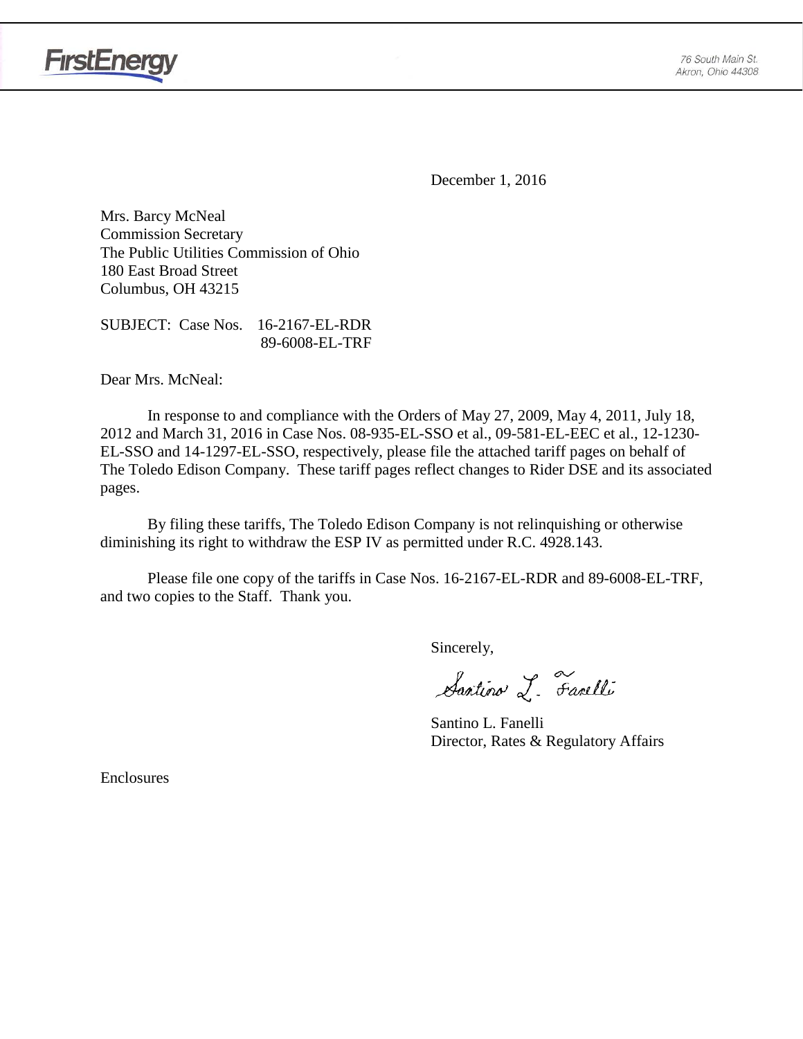FirstEnergy

76 South Main St.
Akron, Ohio 44308

December 1, 2016

Mrs. Barcy McNeal
Commission Secretary
The Public Utilities Commission of Ohio
180 East Broad Street
Columbus, OH 43215

SUBJECT: Case Nos. 16-2167-EL-RDR
89-6008-EL-TRF

Dear Mrs. McNeal:

In response to and compliance with the Orders of May 27, 2009, May 4, 2011, July 18, 2012 and March 31, 2016 in Case Nos. 08-935-EL-SSO et al., 09-581-EL-EEC et al., 12-1230-EL-SSO and 14-1297-EL-SSO, respectively, please file the attached tariff pages on behalf of The Toledo Edison Company. These tariff pages reflect changes to Rider DSE and its associated pages.

By filing these tariffs, The Toledo Edison Company is not relinquishing or otherwise diminishing its right to withdraw the ESP IV as permitted under R.C. 4928.143.

Please file one copy of the tariffs in Case Nos. 16-2167-EL-RDR and 89-6008-EL-TRF, and two copies to the Staff. Thank you.

Sincerely,

Santino L. Fanelli

Santino L. Fanelli
Director, Rates & Regulatory Affairs

Enclosures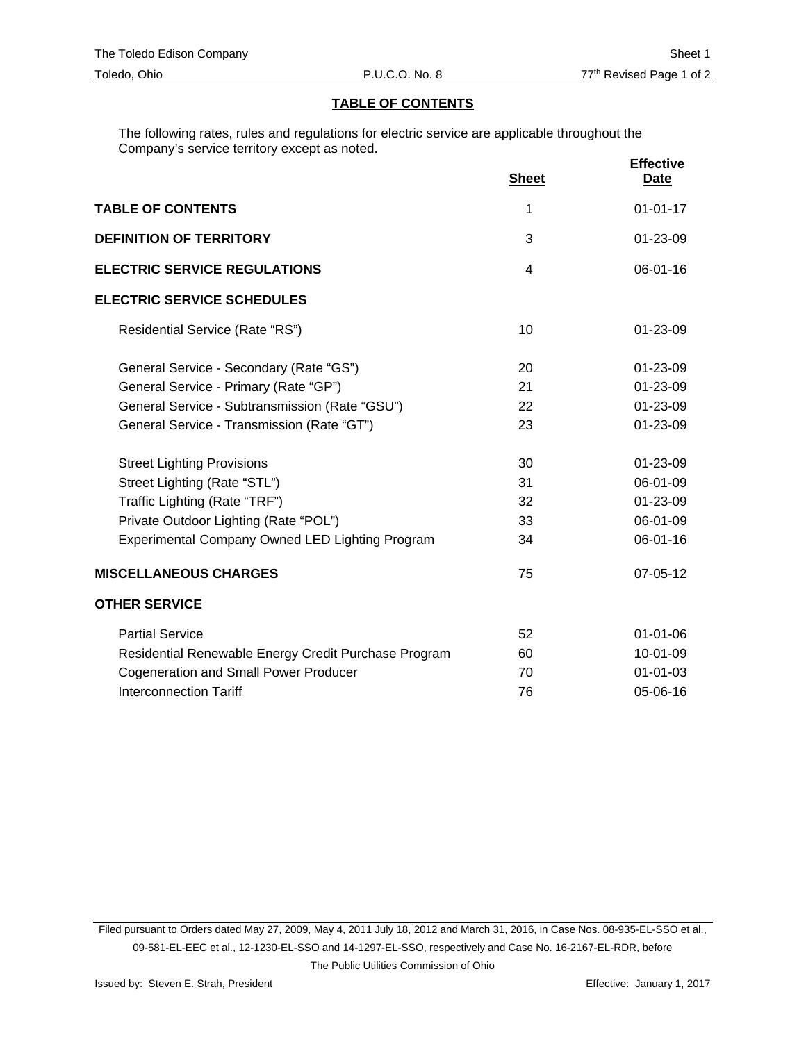## TABLE OF CONTENTS

The following rates, rules and regulations for electric service are applicable throughout the Company's service territory except as noted.

| | Sheet | Effective Date |
|---|---|---|
| **TABLE OF CONTENTS** | 1 | 01-01-17 |
| **DEFINITION OF TERRITORY** | 3 | 01-23-09 |
| **ELECTRIC SERVICE REGULATIONS** | 4 | 06-01-16 |
| **ELECTRIC SERVICE SCHEDULES** | | |
| Residential Service (Rate "RS") | 10 | 01-23-09 |
| General Service - Secondary (Rate "GS") | 20 | 01-23-09 |
| General Service - Primary (Rate "GP") | 21 | 01-23-09 |
| General Service - Subtransmission (Rate "GSU") | 22 | 01-23-09 |
| General Service - Transmission (Rate "GT") | 23 | 01-23-09 |
| Street Lighting Provisions | 30 | 01-23-09 |
| Street Lighting (Rate "STL") | 31 | 06-01-09 |
| Traffic Lighting (Rate "TRF") | 32 | 01-23-09 |
| Private Outdoor Lighting (Rate "POL") | 33 | 06-01-09 |
| Experimental Company Owned LED Lighting Program | 34 | 06-01-16 |
| **MISCELLANEOUS CHARGES** | 75 | 07-05-12 |
| **OTHER SERVICE** | | |
| Partial Service | 52 | 01-01-06 |
| Residential Renewable Energy Credit Purchase Program | 60 | 10-01-09 |
| Cogeneration and Small Power Producer | 70 | 01-01-03 |
| Interconnection Tariff | 76 | 05-06-16 |

Filed pursuant to Orders dated May 27, 2009, May 4, 2011 July 18, 2012 and March 31, 2016, in Case Nos. 08-935-EL-SSO et al., 09-581-EL-EEC et al., 12-1230-EL-SSO and 14-1297-EL-SSO, respectively and Case No. 16-2167-EL-RDR, before The Public Utilities Commission of Ohio

Issued by: Steven E. Strah, President

Effective: January 1, 2017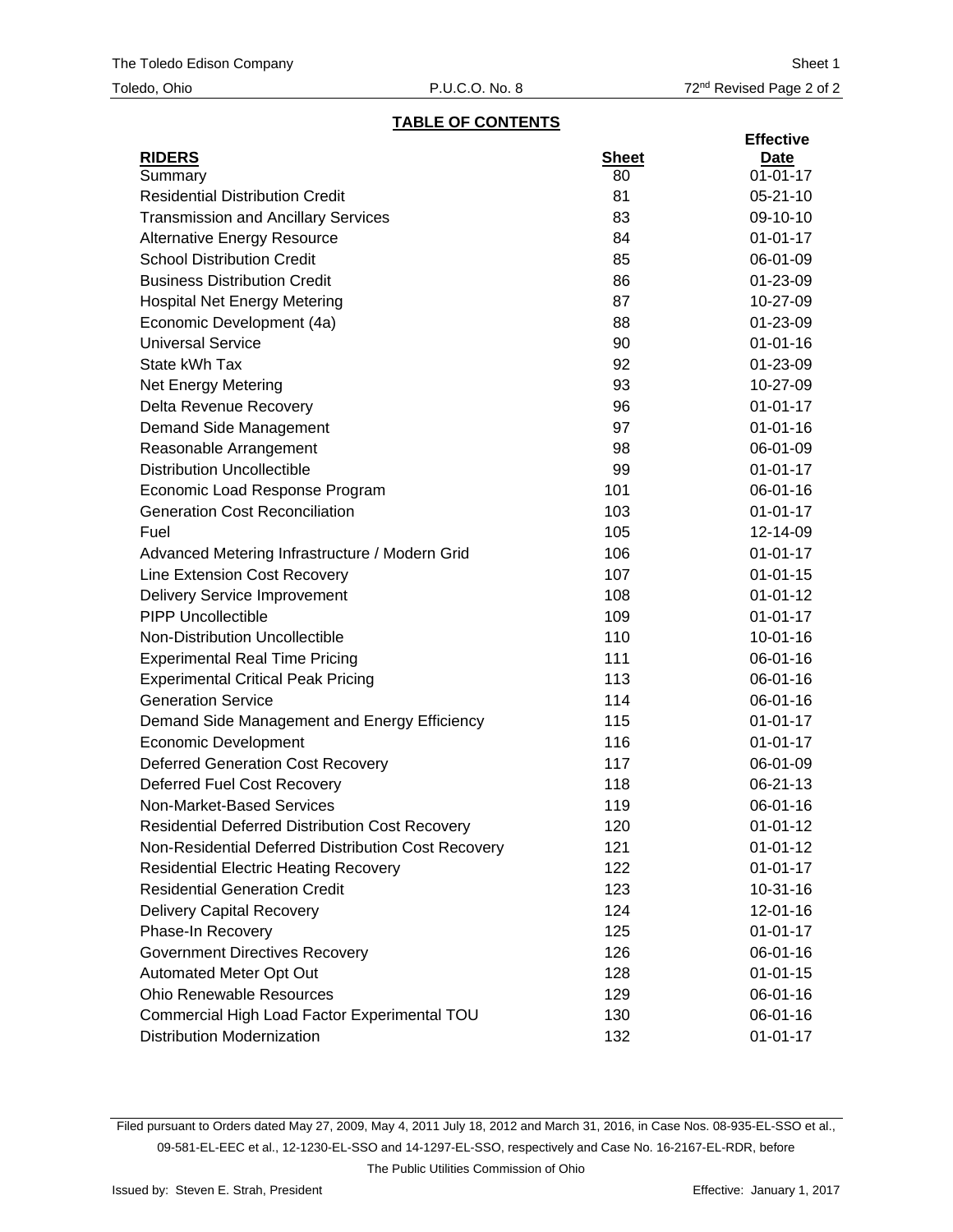The Toledo Edison Company — Sheet 1

Toledo, Ohio — P.U.C.O. No. 8 — 72nd Revised Page 2 of 2

## TABLE OF CONTENTS

| RIDERS | Sheet | Effective Date |
|---|---|---|
| Summary | 80 | 01-01-17 |
| Residential Distribution Credit | 81 | 05-21-10 |
| Transmission and Ancillary Services | 83 | 09-10-10 |
| Alternative Energy Resource | 84 | 01-01-17 |
| School Distribution Credit | 85 | 06-01-09 |
| Business Distribution Credit | 86 | 01-23-09 |
| Hospital Net Energy Metering | 87 | 10-27-09 |
| Economic Development (4a) | 88 | 01-23-09 |
| Universal Service | 90 | 01-01-16 |
| State kWh Tax | 92 | 01-23-09 |
| Net Energy Metering | 93 | 10-27-09 |
| Delta Revenue Recovery | 96 | 01-01-17 |
| Demand Side Management | 97 | 01-01-16 |
| Reasonable Arrangement | 98 | 06-01-09 |
| Distribution Uncollectible | 99 | 01-01-17 |
| Economic Load Response Program | 101 | 06-01-16 |
| Generation Cost Reconciliation | 103 | 01-01-17 |
| Fuel | 105 | 12-14-09 |
| Advanced Metering Infrastructure / Modern Grid | 106 | 01-01-17 |
| Line Extension Cost Recovery | 107 | 01-01-15 |
| Delivery Service Improvement | 108 | 01-01-12 |
| PIPP Uncollectible | 109 | 01-01-17 |
| Non-Distribution Uncollectible | 110 | 10-01-16 |
| Experimental Real Time Pricing | 111 | 06-01-16 |
| Experimental Critical Peak Pricing | 113 | 06-01-16 |
| Generation Service | 114 | 06-01-16 |
| Demand Side Management and Energy Efficiency | 115 | 01-01-17 |
| Economic Development | 116 | 01-01-17 |
| Deferred Generation Cost Recovery | 117 | 06-01-09 |
| Deferred Fuel Cost Recovery | 118 | 06-21-13 |
| Non-Market-Based Services | 119 | 06-01-16 |
| Residential Deferred Distribution Cost Recovery | 120 | 01-01-12 |
| Non-Residential Deferred Distribution Cost Recovery | 121 | 01-01-12 |
| Residential Electric Heating Recovery | 122 | 01-01-17 |
| Residential Generation Credit | 123 | 10-31-16 |
| Delivery Capital Recovery | 124 | 12-01-16 |
| Phase-In Recovery | 125 | 01-01-17 |
| Government Directives Recovery | 126 | 06-01-16 |
| Automated Meter Opt Out | 128 | 01-01-15 |
| Ohio Renewable Resources | 129 | 06-01-16 |
| Commercial High Load Factor Experimental TOU | 130 | 06-01-16 |
| Distribution Modernization | 132 | 01-01-17 |

Filed pursuant to Orders dated May 27, 2009, May 4, 2011 July 18, 2012 and March 31, 2016, in Case Nos. 08-935-EL-SSO et al., 09-581-EL-EEC et al., 12-1230-EL-SSO and 14-1297-EL-SSO, respectively and Case No. 16-2167-EL-RDR, before The Public Utilities Commission of Ohio

Issued by: Steven E. Strah, President — Effective: January 1, 2017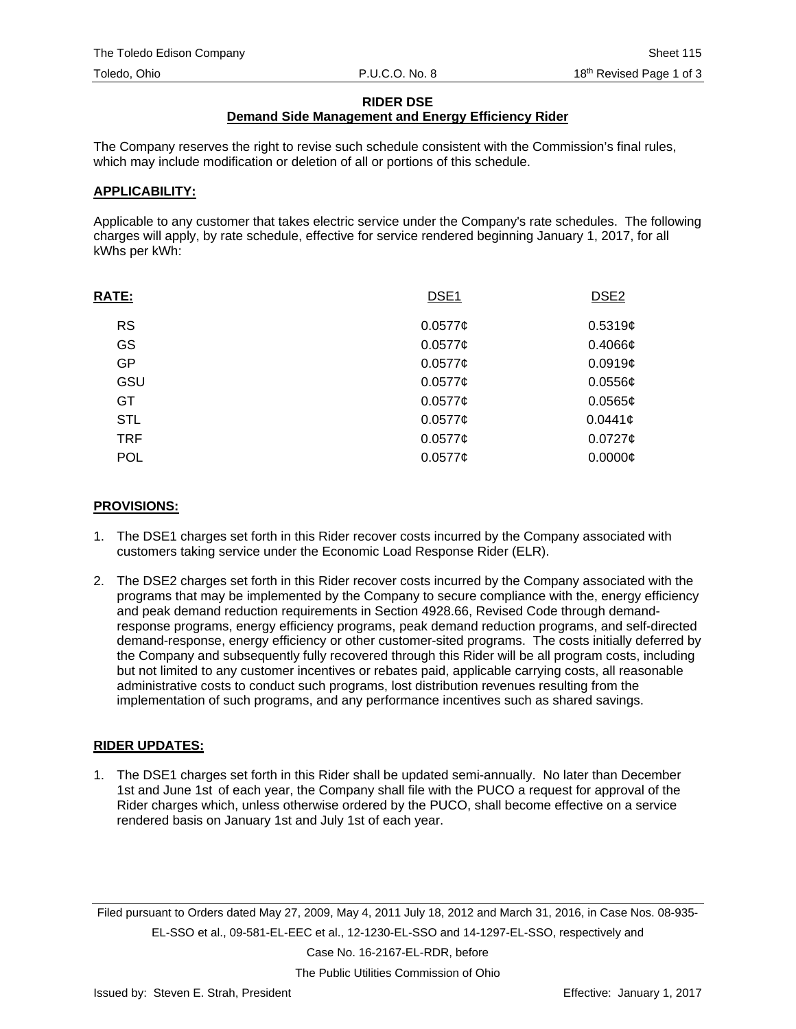## RIDER DSE

### Demand Side Management and Energy Efficiency Rider

The Company reserves the right to revise such schedule consistent with the Commission's final rules, which may include modification or deletion of all or portions of this schedule.

**APPLICABILITY:**

Applicable to any customer that takes electric service under the Company's rate schedules. The following charges will apply, by rate schedule, effective for service rendered beginning January 1, 2017, for all kWhs per kWh:

| RATE: | DSE1 | DSE2 |
|---|---|---|
| RS | 0.0577¢ | 0.5319¢ |
| GS | 0.0577¢ | 0.4066¢ |
| GP | 0.0577¢ | 0.0919¢ |
| GSU | 0.0577¢ | 0.0556¢ |
| GT | 0.0577¢ | 0.0565¢ |
| STL | 0.0577¢ | 0.0441¢ |
| TRF | 0.0577¢ | 0.0727¢ |
| POL | 0.0577¢ | 0.0000¢ |

**PROVISIONS:**

1. The DSE1 charges set forth in this Rider recover costs incurred by the Company associated with customers taking service under the Economic Load Response Rider (ELR).

2. The DSE2 charges set forth in this Rider recover costs incurred by the Company associated with the programs that may be implemented by the Company to secure compliance with the, energy efficiency and peak demand reduction requirements in Section 4928.66, Revised Code through demand-response programs, energy efficiency programs, peak demand reduction programs, and self-directed demand-response, energy efficiency or other customer-sited programs. The costs initially deferred by the Company and subsequently fully recovered through this Rider will be all program costs, including but not limited to any customer incentives or rebates paid, applicable carrying costs, all reasonable administrative costs to conduct such programs, lost distribution revenues resulting from the implementation of such programs, and any performance incentives such as shared savings.

**RIDER UPDATES:**

1. The DSE1 charges set forth in this Rider shall be updated semi-annually. No later than December 1st and June 1st of each year, the Company shall file with the PUCO a request for approval of the Rider charges which, unless otherwise ordered by the PUCO, shall become effective on a service rendered basis on January 1st and July 1st of each year.

Filed pursuant to Orders dated May 27, 2009, May 4, 2011 July 18, 2012 and March 31, 2016, in Case Nos. 08-935-EL-SSO et al., 09-581-EL-EEC et al., 12-1230-EL-SSO and 14-1297-EL-SSO, respectively and Case No. 16-2167-EL-RDR, before The Public Utilities Commission of Ohio

Issued by: Steven E. Strah, President

Effective: January 1, 2017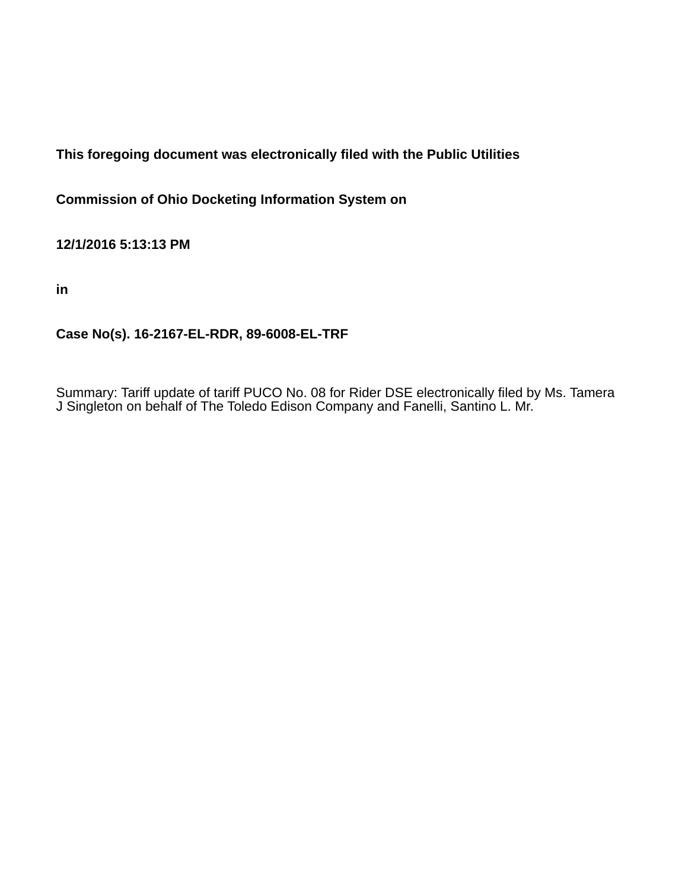**This foregoing document was electronically filed with the Public Utilities**

**Commission of Ohio Docketing Information System on**

**12/1/2016 5:13:13 PM**

**in**

**Case No(s). 16-2167-EL-RDR, 89-6008-EL-TRF**

Summary: Tariff update of tariff PUCO No. 08 for Rider DSE electronically filed by Ms. Tamera J Singleton on behalf of The Toledo Edison Company and Fanelli, Santino L. Mr.